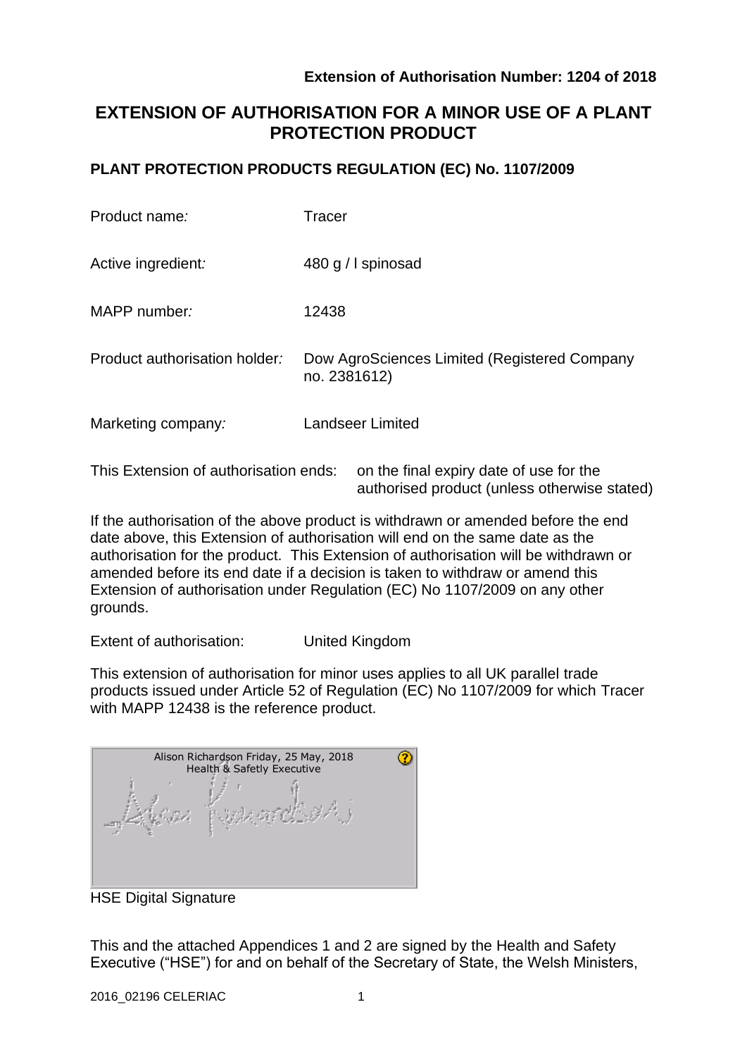**Extension of Authorisation Number: 1204 of 2018**

# EXTENSION OF AUTHORISATION FOR A MINOR USE OF A PLANT PROTECTION PRODUCT

## PLANT PROTECTION PRODUCTS REGULATION (EC) No. 1107/2009

| | |
|---|---|
| Product name: | Tracer |
| Active ingredient: | 480 g / l spinosad |
| MAPP number: | 12438 |
| Product authorisation holder: | Dow AgroSciences Limited (Registered Company no. 2381612) |
| Marketing company: | Landseer Limited |

This Extension of authorisation ends: on the final expiry date of use for the authorised product (unless otherwise stated)

If the authorisation of the above product is withdrawn or amended before the end date above, this Extension of authorisation will end on the same date as the authorisation for the product. This Extension of authorisation will be withdrawn or amended before its end date if a decision is taken to withdraw or amend this Extension of authorisation under Regulation (EC) No 1107/2009 on any other grounds.

Extent of authorisation: United Kingdom

This extension of authorisation for minor uses applies to all UK parallel trade products issued under Article 52 of Regulation (EC) No 1107/2009 for which Tracer with MAPP 12438 is the reference product.

Alison Richardson Friday, 25 May, 2018
Health & Safetly Executive

HSE Digital Signature

This and the attached Appendices 1 and 2 are signed by the Health and Safety Executive ("HSE") for and on behalf of the Secretary of State, the Welsh Ministers,

2016_02196 CELERIAC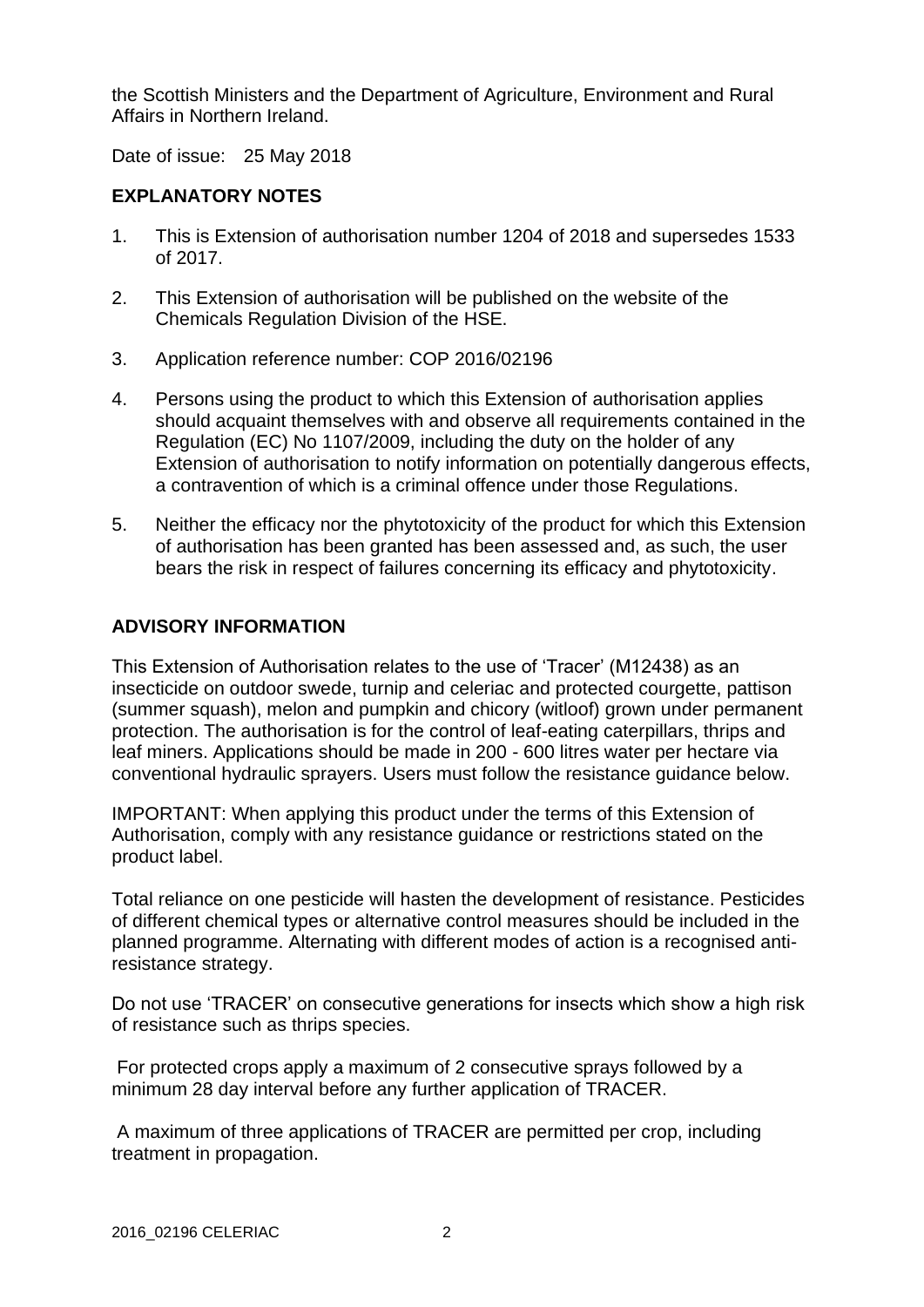the Scottish Ministers and the Department of Agriculture, Environment and Rural Affairs in Northern Ireland.

Date of issue: 25 May 2018

**EXPLANATORY NOTES**

1. This is Extension of authorisation number 1204 of 2018 and supersedes 1533 of 2017.
2. This Extension of authorisation will be published on the website of the Chemicals Regulation Division of the HSE.
3. Application reference number: COP 2016/02196
4. Persons using the product to which this Extension of authorisation applies should acquaint themselves with and observe all requirements contained in the Regulation (EC) No 1107/2009, including the duty on the holder of any Extension of authorisation to notify information on potentially dangerous effects, a contravention of which is a criminal offence under those Regulations.
5. Neither the efficacy nor the phytotoxicity of the product for which this Extension of authorisation has been granted has been assessed and, as such, the user bears the risk in respect of failures concerning its efficacy and phytotoxicity.

**ADVISORY INFORMATION**

This Extension of Authorisation relates to the use of 'Tracer' (M12438) as an insecticide on outdoor swede, turnip and celeriac and protected courgette, pattison (summer squash), melon and pumpkin and chicory (witloof) grown under permanent protection. The authorisation is for the control of leaf-eating caterpillars, thrips and leaf miners. Applications should be made in 200 - 600 litres water per hectare via conventional hydraulic sprayers. Users must follow the resistance guidance below.

IMPORTANT: When applying this product under the terms of this Extension of Authorisation, comply with any resistance guidance or restrictions stated on the product label.

Total reliance on one pesticide will hasten the development of resistance. Pesticides of different chemical types or alternative control measures should be included in the planned programme. Alternating with different modes of action is a recognised anti-resistance strategy.

Do not use 'TRACER' on consecutive generations for insects which show a high risk of resistance such as thrips species.

For protected crops apply a maximum of 2 consecutive sprays followed by a minimum 28 day interval before any further application of TRACER.

A maximum of three applications of TRACER are permitted per crop, including treatment in propagation.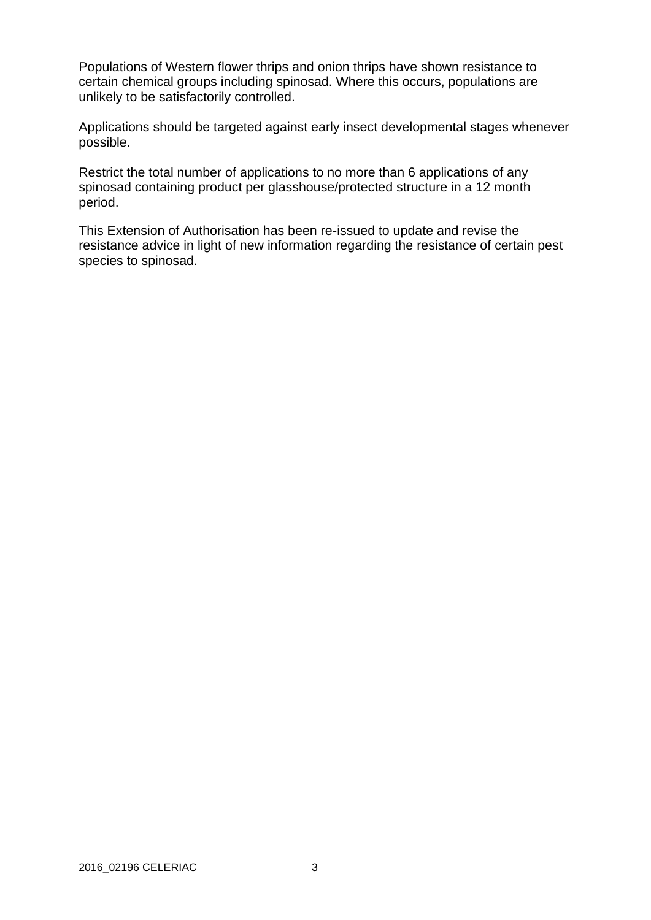Populations of Western flower thrips and onion thrips have shown resistance to certain chemical groups including spinosad. Where this occurs, populations are unlikely to be satisfactorily controlled.

Applications should be targeted against early insect developmental stages whenever possible.

Restrict the total number of applications to no more than 6 applications of any spinosad containing product per glasshouse/protected structure in a 12 month period.

This Extension of Authorisation has been re-issued to update and revise the resistance advice in light of new information regarding the resistance of certain pest species to spinosad.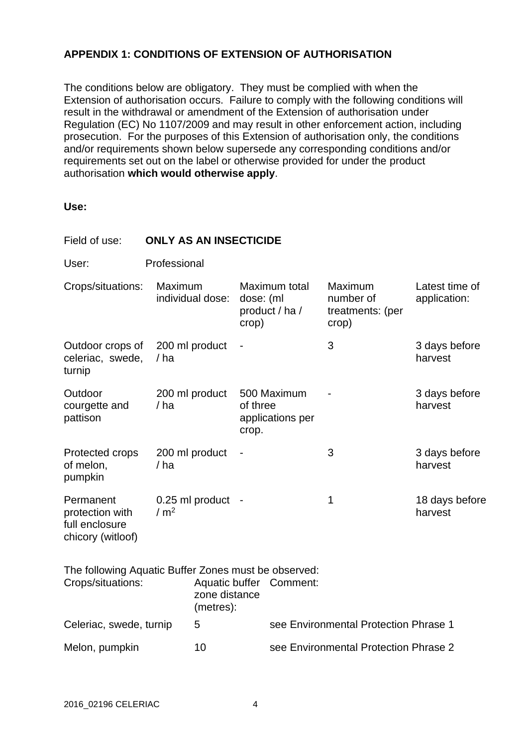**APPENDIX 1: CONDITIONS OF EXTENSION OF AUTHORISATION**

The conditions below are obligatory. They must be complied with when the Extension of authorisation occurs. Failure to comply with the following conditions will result in the withdrawal or amendment of the Extension of authorisation under Regulation (EC) No 1107/2009 and may result in other enforcement action, including prosecution. For the purposes of this Extension of authorisation only, the conditions and/or requirements shown below supersede any corresponding conditions and/or requirements set out on the label or otherwise provided for under the product authorisation **which would otherwise apply**.

**Use:**

Field of use: **ONLY AS AN INSECTICIDE**

User: Professional

| Crops/situations: | Maximum individual dose: | Maximum total dose: (ml product / ha / crop) | Maximum number of treatments: (per crop) | Latest time of application: |
|---|---|---|---|---|
| Outdoor crops of celeriac, swede, turnip | 200 ml product / ha | - | 3 | 3 days before harvest |
| Outdoor courgette and pattison | 200 ml product / ha | 500 Maximum of three applications per crop. | - | 3 days before harvest |
| Protected crops of melon, pumpkin | 200 ml product / ha | - | 3 | 3 days before harvest |
| Permanent protection with full enclosure chicory (witloof) | 0.25 ml product / $m^2$ | - | 1 | 18 days before harvest |

The following Aquatic Buffer Zones must be observed:

| Crops/situations: | Aquatic buffer zone distance (metres): | Comment: |
|---|---|---|
| Celeriac, swede, turnip | 5 | see Environmental Protection Phrase 1 |
| Melon, pumpkin | 10 | see Environmental Protection Phrase 2 |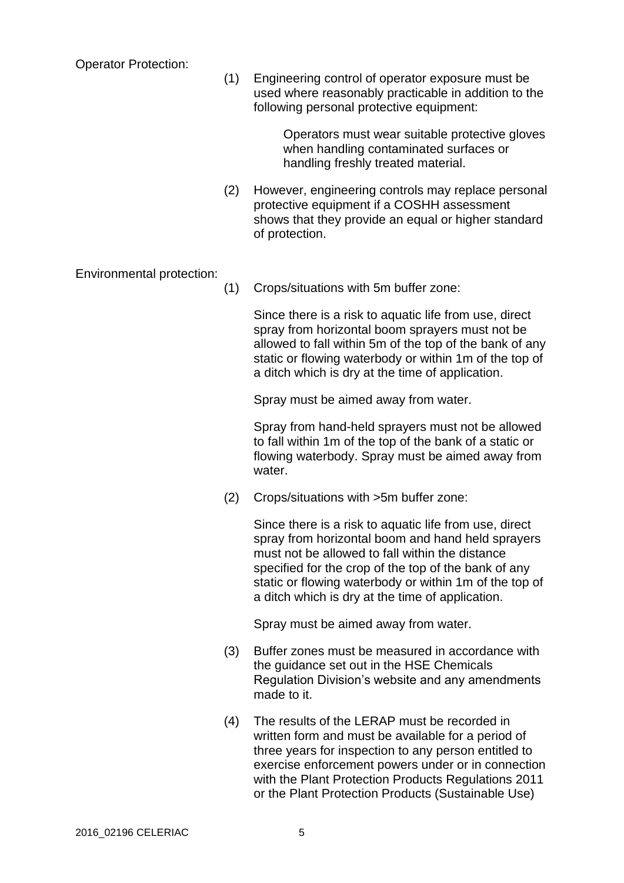Operator Protection:

(1) Engineering control of operator exposure must be used where reasonably practicable in addition to the following personal protective equipment:

Operators must wear suitable protective gloves when handling contaminated surfaces or handling freshly treated material.

(2) However, engineering controls may replace personal protective equipment if a COSHH assessment shows that they provide an equal or higher standard of protection.

Environmental protection:

(1) Crops/situations with 5m buffer zone:

Since there is a risk to aquatic life from use, direct spray from horizontal boom sprayers must not be allowed to fall within 5m of the top of the bank of any static or flowing waterbody or within 1m of the top of a ditch which is dry at the time of application.

Spray must be aimed away from water.

Spray from hand-held sprayers must not be allowed to fall within 1m of the top of the bank of a static or flowing waterbody. Spray must be aimed away from water.

(2) Crops/situations with >5m buffer zone:

Since there is a risk to aquatic life from use, direct spray from horizontal boom and hand held sprayers must not be allowed to fall within the distance specified for the crop of the top of the bank of any static or flowing waterbody or within 1m of the top of a ditch which is dry at the time of application.

Spray must be aimed away from water.

(3) Buffer zones must be measured in accordance with the guidance set out in the HSE Chemicals Regulation Division's website and any amendments made to it.

(4) The results of the LERAP must be recorded in written form and must be available for a period of three years for inspection to any person entitled to exercise enforcement powers under or in connection with the Plant Protection Products Regulations 2011 or the Plant Protection Products (Sustainable Use)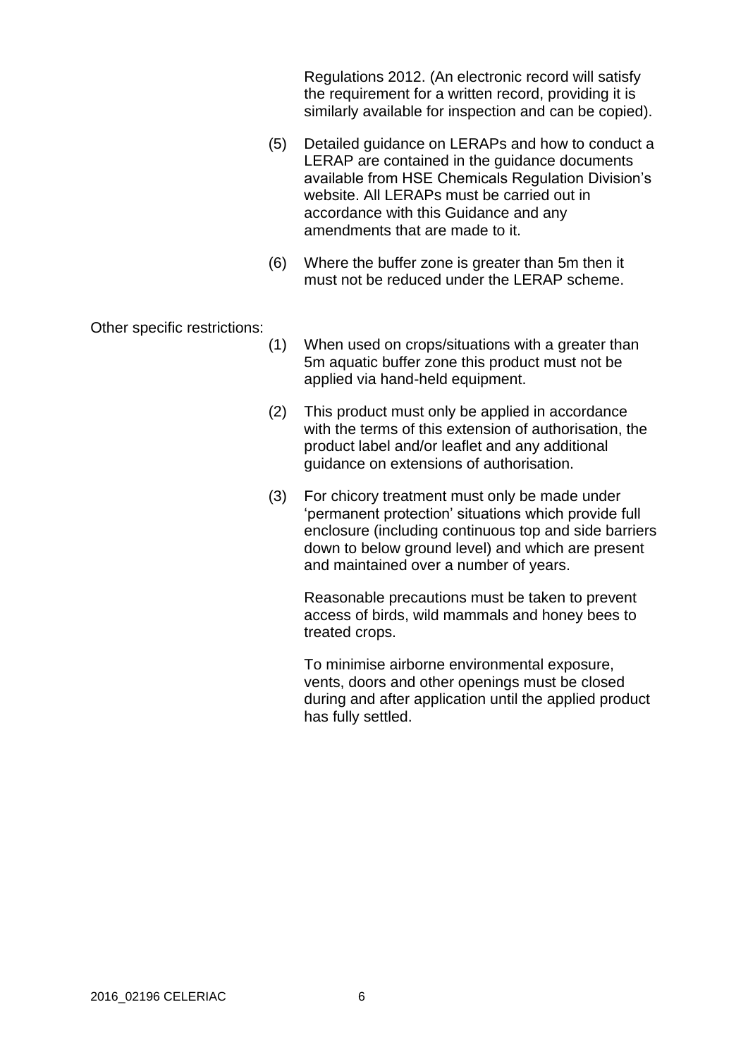Regulations 2012. (An electronic record will satisfy the requirement for a written record, providing it is similarly available for inspection and can be copied).

(5) Detailed guidance on LERAPs and how to conduct a LERAP are contained in the guidance documents available from HSE Chemicals Regulation Division's website. All LERAPs must be carried out in accordance with this Guidance and any amendments that are made to it.

(6) Where the buffer zone is greater than 5m then it must not be reduced under the LERAP scheme.

Other specific restrictions:

(1) When used on crops/situations with a greater than 5m aquatic buffer zone this product must not be applied via hand-held equipment.

(2) This product must only be applied in accordance with the terms of this extension of authorisation, the product label and/or leaflet and any additional guidance on extensions of authorisation.

(3) For chicory treatment must only be made under 'permanent protection' situations which provide full enclosure (including continuous top and side barriers down to below ground level) and which are present and maintained over a number of years.

Reasonable precautions must be taken to prevent access of birds, wild mammals and honey bees to treated crops.

To minimise airborne environmental exposure, vents, doors and other openings must be closed during and after application until the applied product has fully settled.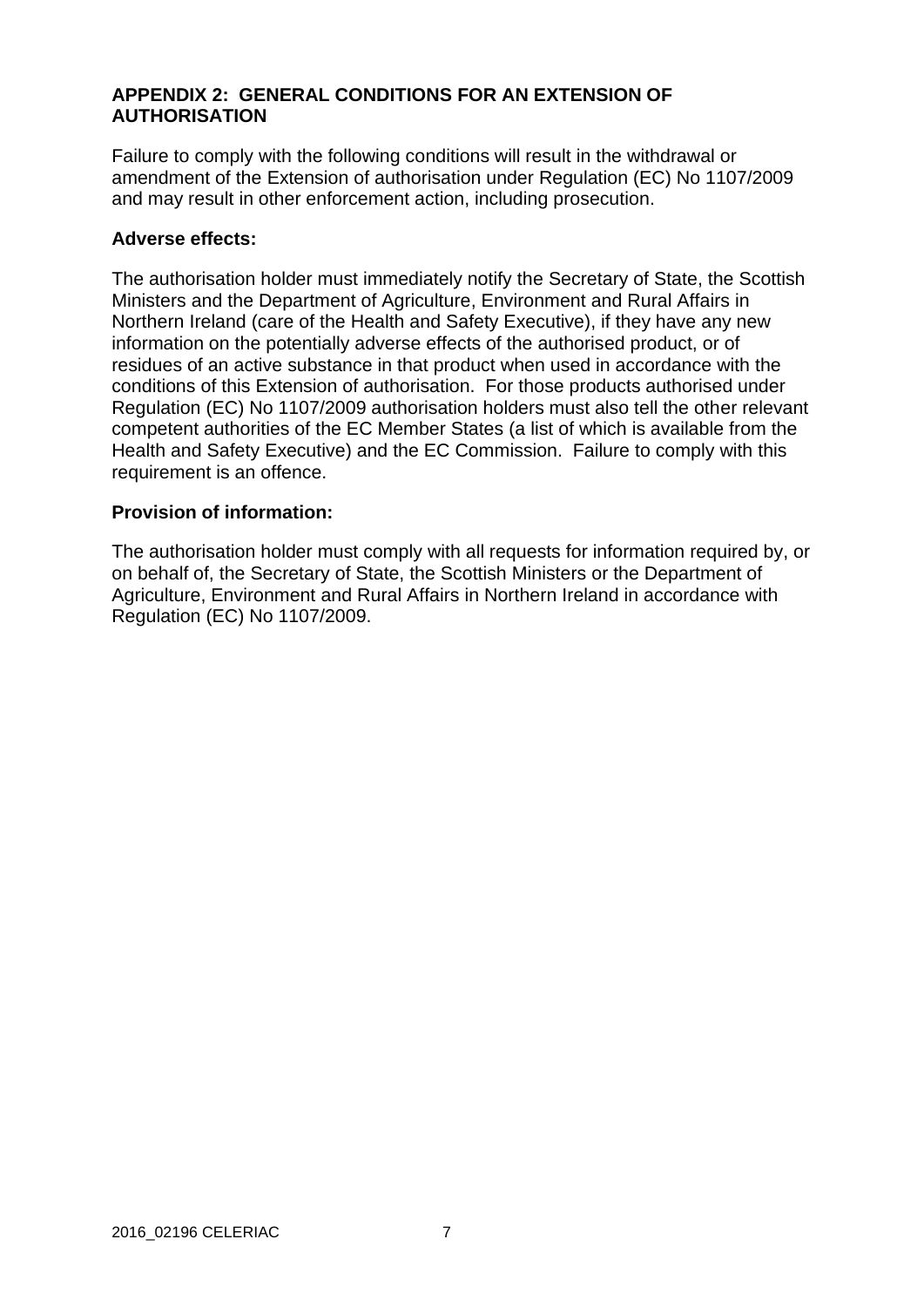## APPENDIX 2: GENERAL CONDITIONS FOR AN EXTENSION OF AUTHORISATION

Failure to comply with the following conditions will result in the withdrawal or amendment of the Extension of authorisation under Regulation (EC) No 1107/2009 and may result in other enforcement action, including prosecution.

**Adverse effects:**

The authorisation holder must immediately notify the Secretary of State, the Scottish Ministers and the Department of Agriculture, Environment and Rural Affairs in Northern Ireland (care of the Health and Safety Executive), if they have any new information on the potentially adverse effects of the authorised product, or of residues of an active substance in that product when used in accordance with the conditions of this Extension of authorisation. For those products authorised under Regulation (EC) No 1107/2009 authorisation holders must also tell the other relevant competent authorities of the EC Member States (a list of which is available from the Health and Safety Executive) and the EC Commission. Failure to comply with this requirement is an offence.

**Provision of information:**

The authorisation holder must comply with all requests for information required by, or on behalf of, the Secretary of State, the Scottish Ministers or the Department of Agriculture, Environment and Rural Affairs in Northern Ireland in accordance with Regulation (EC) No 1107/2009.